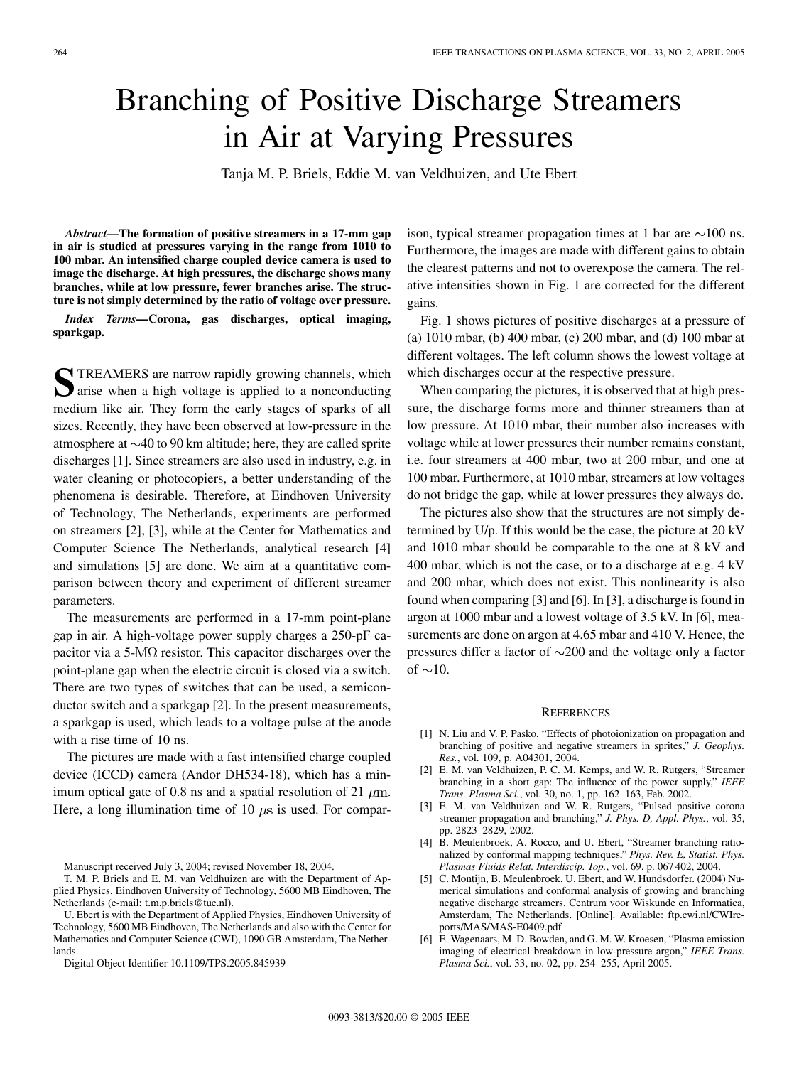# Branching of Positive Discharge Streamers in Air at Varying Pressures

Tanja M. P. Briels, Eddie M. van Veldhuizen, and Ute Ebert

***Abstract*—The formation of positive streamers in a 17-mm gap in air is studied at pressures varying in the range from 1010 to 100 mbar. An intensified charge coupled device camera is used to image the discharge. At high pressures, the discharge shows many branches, while at low pressure, fewer branches arise. The structure is not simply determined by the ratio of voltage over pressure.**

***Index Terms*—Corona, gas discharges, optical imaging, sparkgap.**

STREAMERS are narrow rapidly growing channels, which arise when a high voltage is applied to a nonconducting medium like air. They form the early stages of sparks of all sizes. Recently, they have been observed at low-pressure in the atmosphere at ~40 to 90 km altitude; here, they are called sprite discharges [1]. Since streamers are also used in industry, e.g. in water cleaning or photocopiers, a better understanding of the phenomena is desirable. Therefore, at Eindhoven University of Technology, The Netherlands, experiments are performed on streamers [2], [3], while at the Center for Mathematics and Computer Science The Netherlands, analytical research [4] and simulations [5] are done. We aim at a quantitative comparison between theory and experiment of different streamer parameters.

The measurements are performed in a 17-mm point-plane gap in air. A high-voltage power supply charges a 250-pF capacitor via a 5-MΩ resistor. This capacitor discharges over the point-plane gap when the electric circuit is closed via a switch. There are two types of switches that can be used, a semiconductor switch and a sparkgap [2]. In the present measurements, a sparkgap is used, which leads to a voltage pulse at the anode with a rise time of 10 ns.

The pictures are made with a fast intensified charge coupled device (ICCD) camera (Andor DH534-18), which has a minimum optical gate of 0.8 ns and a spatial resolution of 21 $\mu$m. Here, a long illumination time of 10 $\mu$s is used. For comparison, typical streamer propagation times at 1 bar are ~100 ns. Furthermore, the images are made with different gains to obtain the clearest patterns and not to overexpose the camera. The relative intensities shown in Fig. 1 are corrected for the different gains.

Fig. 1 shows pictures of positive discharges at a pressure of (a) 1010 mbar, (b) 400 mbar, (c) 200 mbar, and (d) 100 mbar at different voltages. The left column shows the lowest voltage at which discharges occur at the respective pressure.

When comparing the pictures, it is observed that at high pressure, the discharge forms more and thinner streamers than at low pressure. At 1010 mbar, their number also increases with voltage while at lower pressures their number remains constant, i.e. four streamers at 400 mbar, two at 200 mbar, and one at 100 mbar. Furthermore, at 1010 mbar, streamers at low voltages do not bridge the gap, while at lower pressures they always do.

The pictures also show that the structures are not simply determined by U/p. If this would be the case, the picture at 20 kV and 1010 mbar should be comparable to the one at 8 kV and 400 mbar, which is not the case, or to a discharge at e.g. 4 kV and 200 mbar, which does not exist. This nonlinearity is also found when comparing [3] and [6]. In [3], a discharge is found in argon at 1000 mbar and a lowest voltage of 3.5 kV. In [6], measurements are done on argon at 4.65 mbar and 410 V. Hence, the pressures differ a factor of ~200 and the voltage only a factor of ~10.

Manuscript received July 3, 2004; revised November 18, 2004.

T. M. P. Briels and E. M. van Veldhuizen are with the Department of Applied Physics, Eindhoven University of Technology, 5600 MB Eindhoven, The Netherlands (e-mail: t.m.p.briels@tue.nl).

U. Ebert is with the Department of Applied Physics, Eindhoven University of Technology, 5600 MB Eindhoven, The Netherlands and also with the Center for Mathematics and Computer Science (CWI), 1090 GB Amsterdam, The Netherlands.

Digital Object Identifier 10.1109/TPS.2005.845939

## References

[1] N. Liu and V. P. Pasko, "Effects of photoionization on propagation and branching of positive and negative streamers in sprites," *J. Geophys. Res.*, vol. 109, p. A04301, 2004.

[2] E. M. van Veldhuizen, P. C. M. Kemps, and W. R. Rutgers, "Streamer branching in a short gap: The influence of the power supply," *IEEE Trans. Plasma Sci.*, vol. 30, no. 1, pp. 162–163, Feb. 2002.

[3] E. M. van Veldhuizen and W. R. Rutgers, "Pulsed positive corona streamer propagation and branching," *J. Phys. D, Appl. Phys.*, vol. 35, pp. 2823–2829, 2002.

[4] B. Meulenbroek, A. Rocco, and U. Ebert, "Streamer branching rationalized by conformal mapping techniques," *Phys. Rev. E, Statist. Phys. Plasmas Fluids Relat. Interdiscip. Top.*, vol. 69, p. 067 402, 2004.

[5] C. Montijn, B. Meulenbroek, U. Ebert, and W. Hundsdorfer. (2004) Numerical simulations and conformal analysis of growing and branching negative discharge streamers. Centrum voor Wiskunde en Informatica, Amsterdam, The Netherlands. [Online]. Available: ftp.cwi.nl/CWIreports/MAS/MAS-E0409.pdf

[6] E. Wagenaars, M. D. Bowden, and G. M. W. Kroesen, "Plasma emission imaging of electrical breakdown in low-pressure argon," *IEEE Trans. Plasma Sci.*, vol. 33, no. 02, pp. 254–255, April 2005.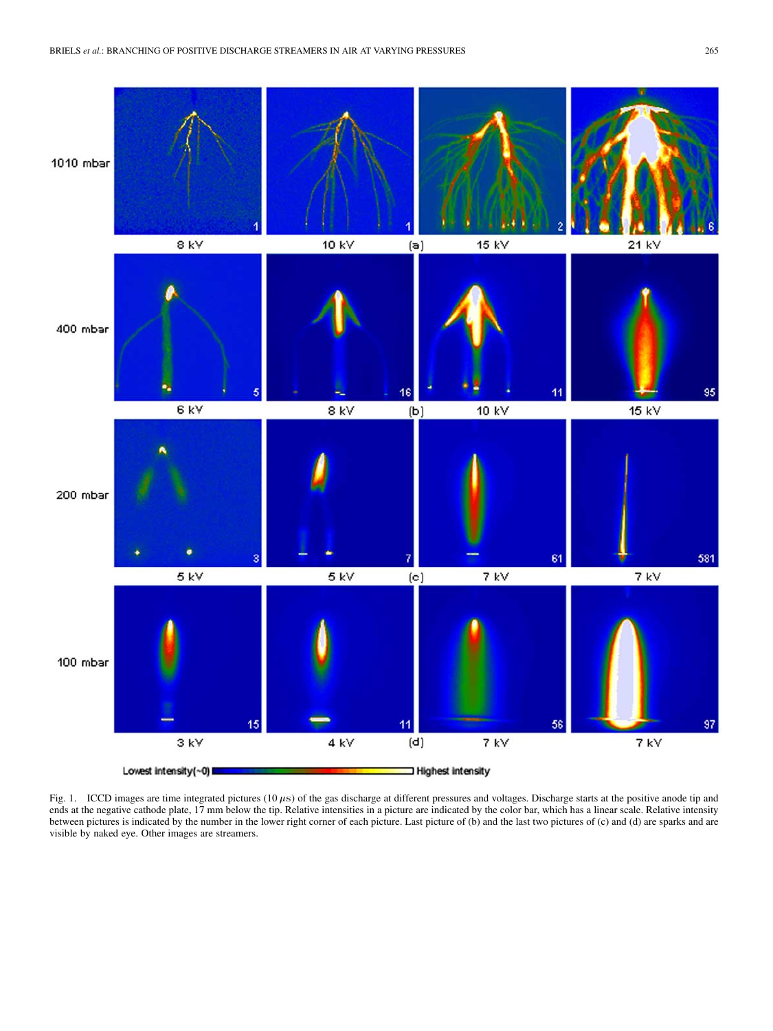1010 mbar

8 kV 1

10 kV 1

(a)

15 kV 2

21 kV 6

400 mbar

6 kV 5

8 kV 16

(b)

10 kV 11

15 kV 95

200 mbar

5 kV 3

5 kV 7

(c)

7 kV 61

7 kV 581

100 mbar

3 kV 15

4 kV 11

(d)

7 kV 56

7 kV 97

Lowest intensity(~0) Highest intensity

Fig. 1. ICCD images are time integrated pictures (10 $\mu$s) of the gas discharge at different pressures and voltages. Discharge starts at the positive anode tip and ends at the negative cathode plate, 17 mm below the tip. Relative intensities in a picture are indicated by the color bar, which has a linear scale. Relative intensity between pictures is indicated by the number in the lower right corner of each picture. Last picture of (b) and the last two pictures of (c) and (d) are sparks and are visible by naked eye. Other images are streamers.